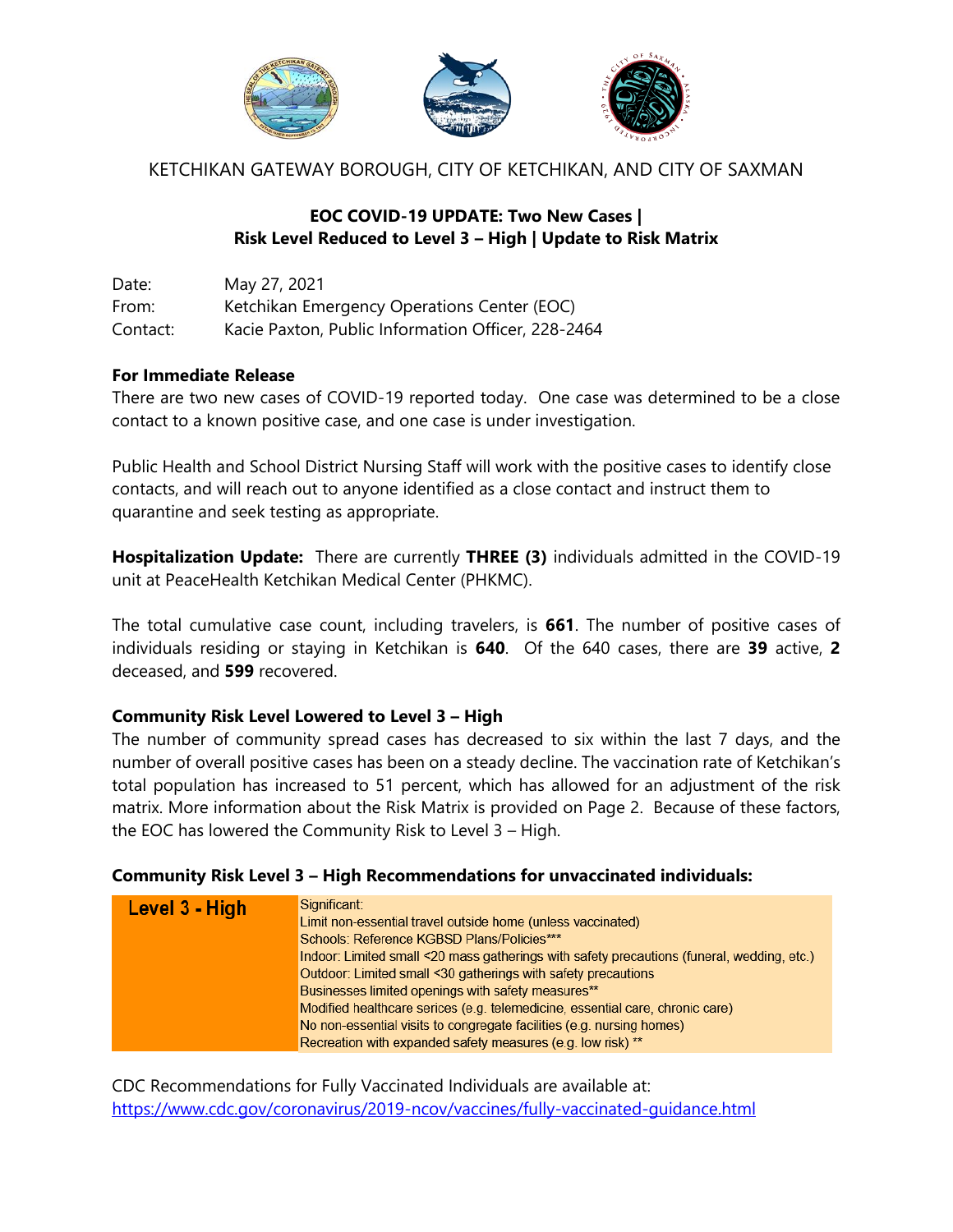KETCHIKAN GATEWAY BOROUGH, CITY OF KETCHIKAN, AND CITY OF SAXMAN

# EOC COVID-19 UPDATE: Two New Cases | Risk Level Reduced to Level 3 – High | Update to Risk Matrix

Date: May 27, 2021
From: Ketchikan Emergency Operations Center (EOC)
Contact: Kacie Paxton, Public Information Officer, 228-2464

**For Immediate Release**

There are two new cases of COVID-19 reported today. One case was determined to be a close contact to a known positive case, and one case is under investigation.

Public Health and School District Nursing Staff will work with the positive cases to identify close contacts, and will reach out to anyone identified as a close contact and instruct them to quarantine and seek testing as appropriate.

**Hospitalization Update:** There are currently **THREE (3)** individuals admitted in the COVID-19 unit at PeaceHealth Ketchikan Medical Center (PHKMC).

The total cumulative case count, including travelers, is **661**. The number of positive cases of individuals residing or staying in Ketchikan is **640**. Of the 640 cases, there are **39** active, **2** deceased, and **599** recovered.

**Community Risk Level Lowered to Level 3 – High**

The number of community spread cases has decreased to six within the last 7 days, and the number of overall positive cases has been on a steady decline. The vaccination rate of Ketchikan's total population has increased to 51 percent, which has allowed for an adjustment of the risk matrix. More information about the Risk Matrix is provided on Page 2. Because of these factors, the EOC has lowered the Community Risk to Level 3 – High.

**Community Risk Level 3 – High Recommendations for unvaccinated individuals:**

| Level 3 - High | Significant:<br>Limit non-essential travel outside home (unless vaccinated)<br>Schools: Reference KGBSD Plans/Policies***<br>Indoor: Limited small <20 mass gatherings with safety precautions (funeral, wedding, etc.)<br>Outdoor: Limited small <30 gatherings with safety precautions<br>Businesses limited openings with safety measures**<br>Modified healthcare serices (e.g. telemedicine, essential care, chronic care)<br>No non-essential visits to congregate facilities (e.g. nursing homes)<br>Recreation with expanded safety measures (e.g. low risk) ** |
|---|---|

CDC Recommendations for Fully Vaccinated Individuals are available at:
https://www.cdc.gov/coronavirus/2019-ncov/vaccines/fully-vaccinated-guidance.html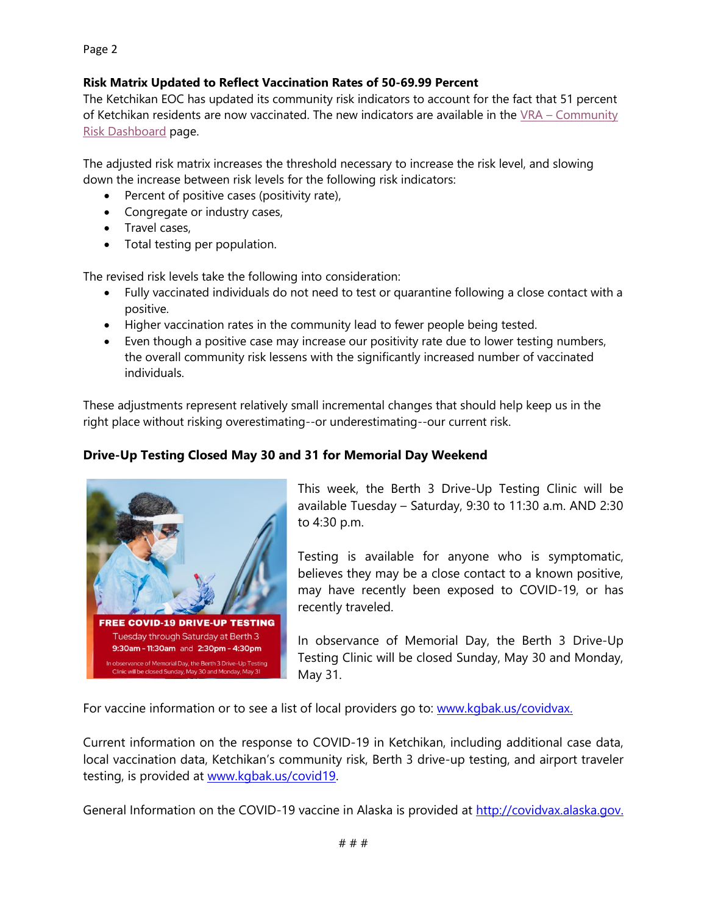**Risk Matrix Updated to Reflect Vaccination Rates of 50-69.99 Percent**

The Ketchikan EOC has updated its community risk indicators to account for the fact that 51 percent of Ketchikan residents are now vaccinated. The new indicators are available in the VRA – Community Risk Dashboard page.

The adjusted risk matrix increases the threshold necessary to increase the risk level, and slowing down the increase between risk levels for the following risk indicators:

- Percent of positive cases (positivity rate),
- Congregate or industry cases,
- Travel cases,
- Total testing per population.

The revised risk levels take the following into consideration:

- Fully vaccinated individuals do not need to test or quarantine following a close contact with a positive.
- Higher vaccination rates in the community lead to fewer people being tested.
- Even though a positive case may increase our positivity rate due to lower testing numbers, the overall community risk lessens with the significantly increased number of vaccinated individuals.

These adjustments represent relatively small incremental changes that should help keep us in the right place without risking overestimating--or underestimating--our current risk.

**Drive-Up Testing Closed May 30 and 31 for Memorial Day Weekend**

FREE COVID-19 DRIVE-UP TESTING
Tuesday through Saturday at Berth 3
9:30am - 11:30am and 2:30pm - 4:30pm
In observance of Memorial Day, the Berth 3 Drive-Up Testing Clinic will be closed Sunday, May 30 and Monday, May 31

This week, the Berth 3 Drive-Up Testing Clinic will be available Tuesday – Saturday, 9:30 to 11:30 a.m. AND 2:30 to 4:30 p.m.

Testing is available for anyone who is symptomatic, believes they may be a close contact to a known positive, may have recently been exposed to COVID-19, or has recently traveled.

In observance of Memorial Day, the Berth 3 Drive-Up Testing Clinic will be closed Sunday, May 30 and Monday, May 31.

For vaccine information or to see a list of local providers go to: www.kgbak.us/covidvax.

Current information on the response to COVID-19 in Ketchikan, including additional case data, local vaccination data, Ketchikan's community risk, Berth 3 drive-up testing, and airport traveler testing, is provided at www.kgbak.us/covid19.

General Information on the COVID-19 vaccine in Alaska is provided at http://covidvax.alaska.gov.

# # #